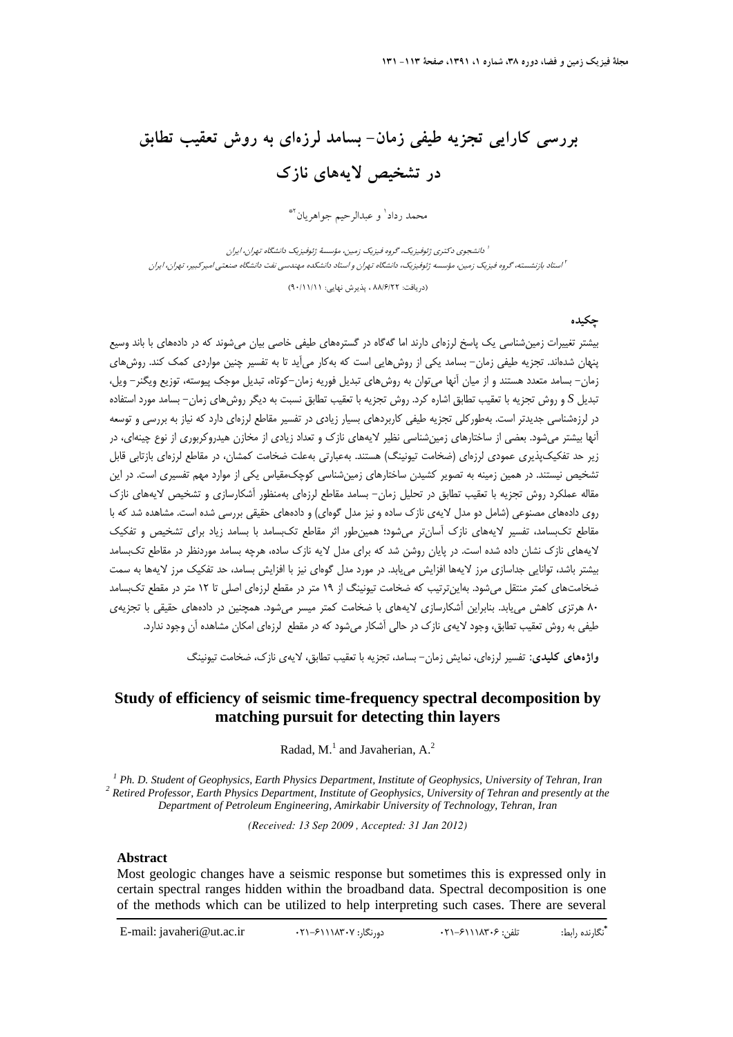# بررسی کارایی تجزیه طیفی زمان- بسامد لرزه‌ای به روش تعقیب تطابق در تشخیص لایه‌های نازک

محمد رداد[1] و عبدالرحیم جواهریان[2]*

[1] دانشجوی دکتری ژئوفیزیک، گروه فیزیک زمین، مؤسسهٔ ژئوفیزیک دانشگاه تهران، ایران

[2] استاد بازنشسته، گروه فیزیک زمین، مؤسسه ژئوفیزیک، دانشگاه تهران و استاد دانشکده مهندسی نفت دانشگاه صنعتی امیرکبیر، تهران، ایران

(دریافت: ۸۸/۶/۲۲ ، پذیرش نهایی: ۹۰/۱۱/۱۱)

## چکیده

بیشتر تغییرات زمین‌شناسی یک پاسخ لرزه‌ای دارند اما گه‌گاه در گستره‌های طیفی خاصی بیان می‌شوند که در داده‌های با باند وسیع پنهان شده‌اند. تجزیه طیفی زمان- بسامد یکی از روش‌هایی است که به‌کار می‌آید تا به تفسیر چنین مواردی کمک کند. روش‌های زمان- بسامد متعدد هستند و از میان آنها می‌توان به روش‌های تبدیل فوریه زمان-کوتاه، تبدیل موجک پیوسته، توزیع ویگنر- ویل، تبدیل S و روش تجزیه با تعقیب تطابق اشاره کرد. روش تجزیه با تعقیب تطابق نسبت به دیگر روش‌های زمان- بسامد مورد استفاده در لرزه‌شناسی جدیدتر است. به‌طورکلی تجزیه طیفی کاربردهای بسیار زیادی در تفسیر مقاطع لرزه‌ای دارد که نیاز به بررسی و توسعه آنها بیشتر می‌شود. بعضی از ساختارهای زمین‌شناسی نظیر لایه‌های نازک و تعداد زیادی از مخازن هیدروکربوری از نوع چینه‌ای، در زیر حد تفکیک‌پذیری عمودی لرزه‌ای (ضخامت تیونینگ) هستند. به‌عبارتی به‌علت ضخامت کمشان، در مقاطع لرزه‌ای بازتابی قابل تشخیص نیستند. در همین زمینه به تصویر کشیدن ساختارهای زمین‌شناسی کوچک‌مقیاس یکی از موارد مهم تفسیری است. در این مقاله عملکرد روش تجزیه با تعقیب تطابق در تحلیل زمان- بسامد مقاطع لرزه‌ای به‌منظور آشکارسازی و تشخیص لایه‌های نازک روی داده‌های مصنوعی (شامل دو مدل لایه‌ی نازک ساده و نیز مدل گوه‌ای) و داده‌های حقیقی بررسی شده است. مشاهده شد که با مقاطع تک‌بسامد، تفسیر لایه‌های نازک آسان‌تر می‌شود؛ همین‌طور اثر مقاطع تک‌بسامد با بسامد زیاد برای تشخیص و تفکیک لایه‌های نازک نشان داده شده است. در پایان روشن شد که برای مدل لایه نازک ساده، هرچه بسامد موردنظر در مقاطع تک‌بسامد بیشتر باشد، توانایی جداسازی مرز لایه‌ها افزایش می‌یابد. در مورد مدل گوه‌ای نیز با افزایش بسامد، حد تفکیک مرز لایه‌ها به سمت ضخامت‌های کمتر منتقل می‌شود. بدین‌ترتیب که ضخامت تیونینگ از ۱۹ متر در مقطع لرزه‌ای اصلی تا ۱۲ متر در مقطع تک‌بسامد ۸۰ هرتزی کاهش می‌یابد. بنابراین آشکارسازی لایه‌های با ضخامت کمتر میسر می‌شود. همچنین در داده‌های حقیقی با تجزیه‌ی طیفی به روش تعقیب تطابق، وجود لایه‌ی نازک در حالی آشکار می‌شود که در مقطع لرزه‌ای امکان مشاهده آن وجود ندارد.

**واژه‌های کلیدی**: تفسیر لرزه‌ای، نمایش زمان- بسامد، تجزیه با تعقیب تطابق، لایه‌ی نازک، ضخامت تیونینگ

## Study of efficiency of seismic time-frequency spectral decomposition by matching pursuit for detecting thin layers

Radad, M.[1] and Javaherian, A.[2]

[1] Ph. D. Student of Geophysics, Earth Physics Department, Institute of Geophysics, University of Tehran, Iran

[2] Retired Professor, Earth Physics Department, Institute of Geophysics, University of Tehran and presently at the Department of Petroleum Engineering, Amirkabir University of Technology, Tehran, Iran

*(Received: 13 Sep 2009 , Accepted: 31 Jan 2012)*

### Abstract

Most geologic changes have a seismic response but sometimes this is expressed only in certain spectral ranges hidden within the broadband data. Spectral decomposition is one of the methods which can be utilized to help interpreting such cases. There are several

---

*نگارنده رابط: تلفن: ۰۲۱-۶۱۱۱۸۳۰۶ دورنگار: ۰۲۱-۶۱۱۱۸۳۰۷ E-mail: javaheri@ut.ac.ir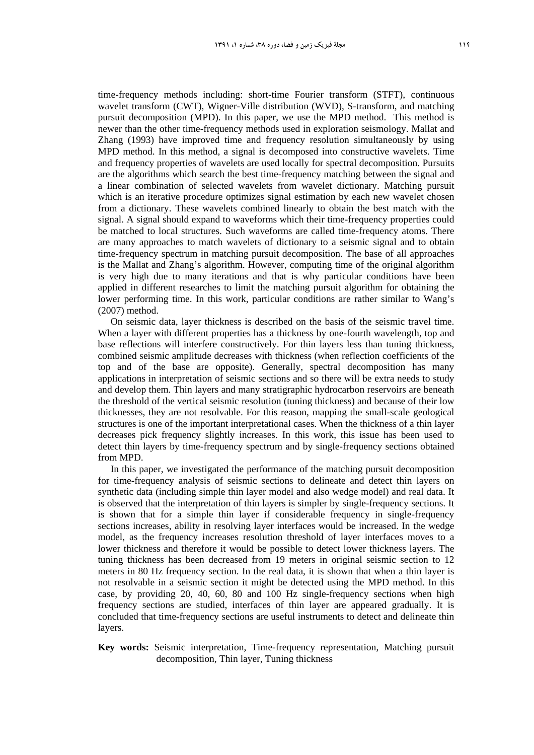time-frequency methods including: short-time Fourier transform (STFT), continuous wavelet transform (CWT), Wigner-Ville distribution (WVD), S-transform, and matching pursuit decomposition (MPD). In this paper, we use the MPD method. This method is newer than the other time-frequency methods used in exploration seismology. Mallat and Zhang (1993) have improved time and frequency resolution simultaneously by using MPD method. In this method, a signal is decomposed into constructive wavelets. Time and frequency properties of wavelets are used locally for spectral decomposition. Pursuits are the algorithms which search the best time-frequency matching between the signal and a linear combination of selected wavelets from wavelet dictionary. Matching pursuit which is an iterative procedure optimizes signal estimation by each new wavelet chosen from a dictionary. These wavelets combined linearly to obtain the best match with the signal. A signal should expand to waveforms which their time-frequency properties could be matched to local structures. Such waveforms are called time-frequency atoms. There are many approaches to match wavelets of dictionary to a seismic signal and to obtain time-frequency spectrum in matching pursuit decomposition. The base of all approaches is the Mallat and Zhang's algorithm. However, computing time of the original algorithm is very high due to many iterations and that is why particular conditions have been applied in different researches to limit the matching pursuit algorithm for obtaining the lower performing time. In this work, particular conditions are rather similar to Wang's (2007) method.

On seismic data, layer thickness is described on the basis of the seismic travel time. When a layer with different properties has a thickness by one-fourth wavelength, top and base reflections will interfere constructively. For thin layers less than tuning thickness, combined seismic amplitude decreases with thickness (when reflection coefficients of the top and of the base are opposite). Generally, spectral decomposition has many applications in interpretation of seismic sections and so there will be extra needs to study and develop them. Thin layers and many stratigraphic hydrocarbon reservoirs are beneath the threshold of the vertical seismic resolution (tuning thickness) and because of their low thicknesses, they are not resolvable. For this reason, mapping the small-scale geological structures is one of the important interpretational cases. When the thickness of a thin layer decreases pick frequency slightly increases. In this work, this issue has been used to detect thin layers by time-frequency spectrum and by single-frequency sections obtained from MPD.

In this paper, we investigated the performance of the matching pursuit decomposition for time-frequency analysis of seismic sections to delineate and detect thin layers on synthetic data (including simple thin layer model and also wedge model) and real data. It is observed that the interpretation of thin layers is simpler by single-frequency sections. It is shown that for a simple thin layer if considerable frequency in single-frequency sections increases, ability in resolving layer interfaces would be increased. In the wedge model, as the frequency increases resolution threshold of layer interfaces moves to a lower thickness and therefore it would be possible to detect lower thickness layers. The tuning thickness has been decreased from 19 meters in original seismic section to 12 meters in 80 Hz frequency section. In the real data, it is shown that when a thin layer is not resolvable in a seismic section it might be detected using the MPD method. In this case, by providing 20, 40, 60, 80 and 100 Hz single-frequency sections when high frequency sections are studied, interfaces of thin layer are appeared gradually. It is concluded that time-frequency sections are useful instruments to detect and delineate thin layers.

**Key words:** Seismic interpretation, Time-frequency representation, Matching pursuit decomposition, Thin layer, Tuning thickness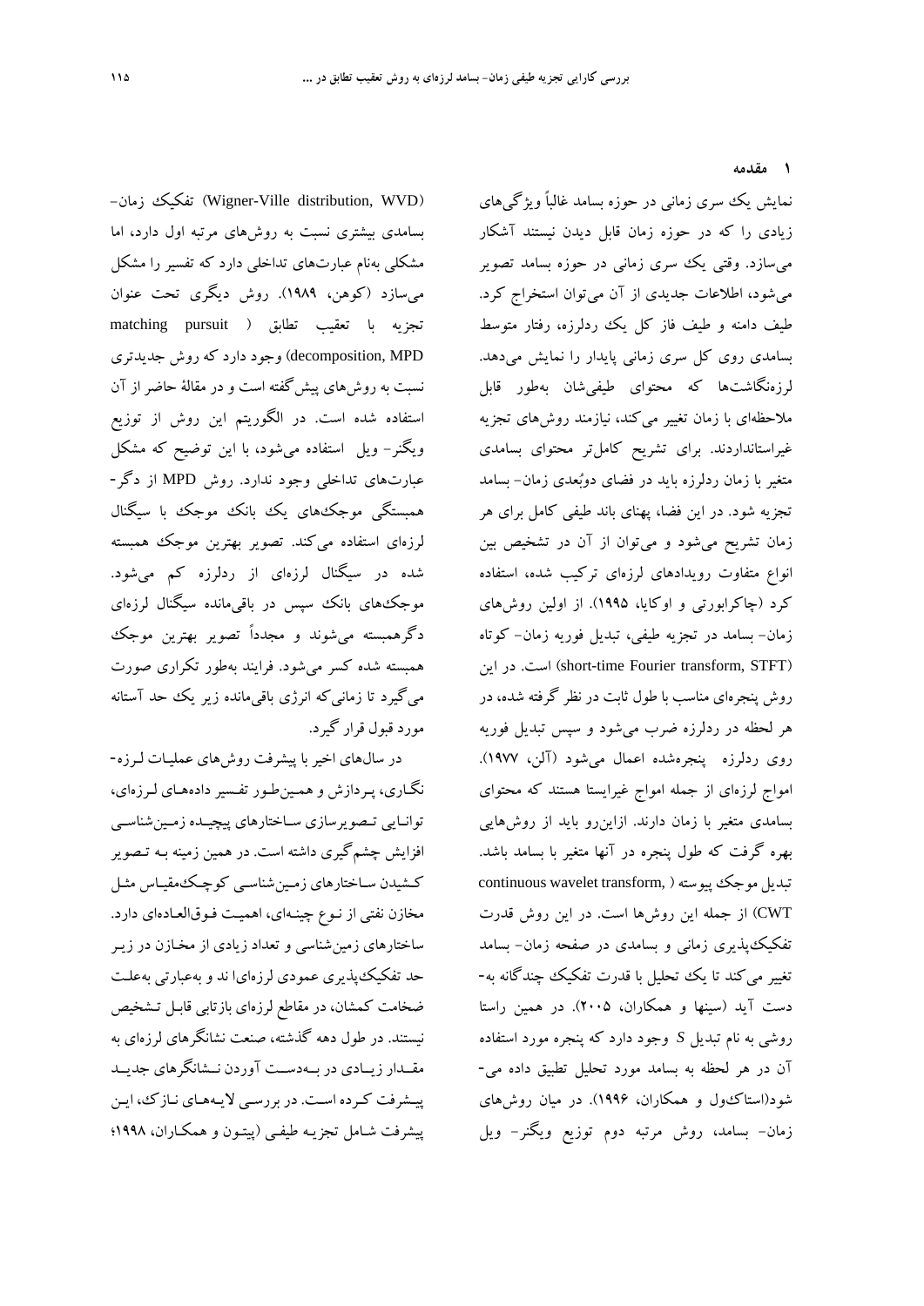## ۱ مقدمه

نمایش یک سری زمانی در حوزه بسامد غالباً ویژگی‌های زیادی را که در حوزه زمان قابل دیدن نیستند آشکار می‌سازد. وقتی یک سری زمانی در حوزه بسامد تصویر می‌شود، اطلاعات جدیدی از آن می‌توان استخراج کرد. طیف دامنه و طیف فاز کل یک ردلرزه، رفتار متوسط بسامدی روی کل سری زمانی پایدار را نمایش می‌دهد. لرزه‌نگاشت‌ها که محتوای طیفی‌شان به‌طور قابل ملاحظه‌ای با زمان تغییر می‌کند، نیازمند روش‌های تجزیه غیراستانداردند. برای تشریح کامل‌تر محتوای بسامدی متغیر با زمان ردلرزه باید در فضای دوبُعدی زمان- بسامد تجزیه شود. در این فضا، پهنای باند طیفی کامل برای هر زمان تشریح می‌شود و می‌توان از آن در تشخیص بین انواع متفاوت رویدادهای لرزه‌ای ترکیب شده، استفاده کرد (چاکرابورتی و اوکایا، ۱۹۹۵). از اولین روش‌های زمان- بسامد در تجزیه طیفی، تبدیل فوریه زمان- کوتاه (short-time Fourier transform, STFT) است. در این روش پنجره‌ای مناسب با طول ثابت در نظر گرفته شده، در هر لحظه در ردلرزه ضرب می‌شود و سپس تبدیل فوریه روی ردلرزه پنجره‌شده اعمال می‌شود (آلن، ۱۹۷۷). امواج لرزه‌ای از جمله امواج غیرایستا هستند که محتوای بسامدی متغیر با زمان دارند. ازاین‌رو باید از روش‌هایی بهره گرفت که طول پنجره در آنها متغیر با بسامد باشد. تبدیل موجک پیوسته (continuous wavelet transform, CWT) از جمله این روش‌ها است. در این روش قدرت تفکیک‌پذیری زمانی و بسامدی در صفحه زمان- بسامد تغییر می‌کند تا یک تحلیل با قدرت تفکیک چندگانه به‌دست آید (سینها و همکاران، ۲۰۰۵). در همین راستا روشی به نام تبدیل $S$ وجود دارد که پنجره مورد استفاده آن در هر لحظه به بسامد مورد تحلیل تطبیق داده می‌شود(استاک‌ول و همکاران، ۱۹۹۶). در میان روش‌های زمان- بسامد، روش مرتبه دوم توزیع ویگنر- ویل (Wigner-Ville distribution, WVD) تفکیک زمان- بسامدی بیشتری نسبت به روش‌های مرتبه اول دارد، اما مشکلی به‌نام عبارت‌های تداخلی دارد که تفسیر را مشکل می‌سازد (کوهن، ۱۹۸۹). روش دیگری تحت عنوان تجزیه با تعقیب تطابق (matching pursuit decomposition, MPD) وجود دارد که روش جدیدتری نسبت به روش‌های پیش‌گفته است و در مقالهٔ حاضر از آن استفاده شده است. در الگوریتم این روش از توزیع ویگنر- ویل استفاده می‌شود، با این توضیح که مشکل عبارت‌های تداخلی وجود ندارد. روش MPD از دگر-همبستگی موجک‌های یک بانک موجک با سیگنال لرزه‌ای استفاده می‌کند. تصویر بهترین موجک همبسته شده در سیگنال لرزه‌ای از ردلرزه کم می‌شود. موجک‌های بانک سپس در باقی‌مانده سیگنال لرزه‌ای دگرهمبسته می‌شوند و مجدداً تصویر بهترین موجک همبسته شده کسر می‌شود. فرایند به‌طور تکراری صورت می‌گیرد تا زمانی‌که انرژی باقی‌مانده زیر یک حد آستانه مورد قبول قرار گیرد.

در سال‌های اخیر با پیشرفت روش‌های عملیات لرزه‌نگاری، پردازش و همین‌طور تفسیر داده‌های لرزه‌ای، توانایی تصویرسازی ساختارهای پیچیده زمین‌شناسی افزایش چشم‌گیری داشته است. در همین زمینه به تصویر کشیدن ساختارهای زمین‌شناسی کوچک‌مقیاس مثل مخازن نفتی از نوع چینه‌ای، اهمیت فوق‌العاده‌ای دارد. ساختارهای زمین‌شناسی و تعداد زیادی از مخازن در زیر حد تفکیک‌پذیری عمودی لرزه‌ای‌ا ند و به‌عبارتی به‌علت ضخامت کمشان، در مقاطع لرزه‌ای بازتابی قابل تشخیص نیستند. در طول دهه گذشته، صنعت نشانگرهای لرزه‌ای به مقدار زیادی در به‌دست آوردن نشانگرهای جدید پیشرفت کرده است. در بررسی لایه‌های نازک، این پیشرفت شامل تجزیه طیفی (پیتون و همکاران، ۱۹۹۸؛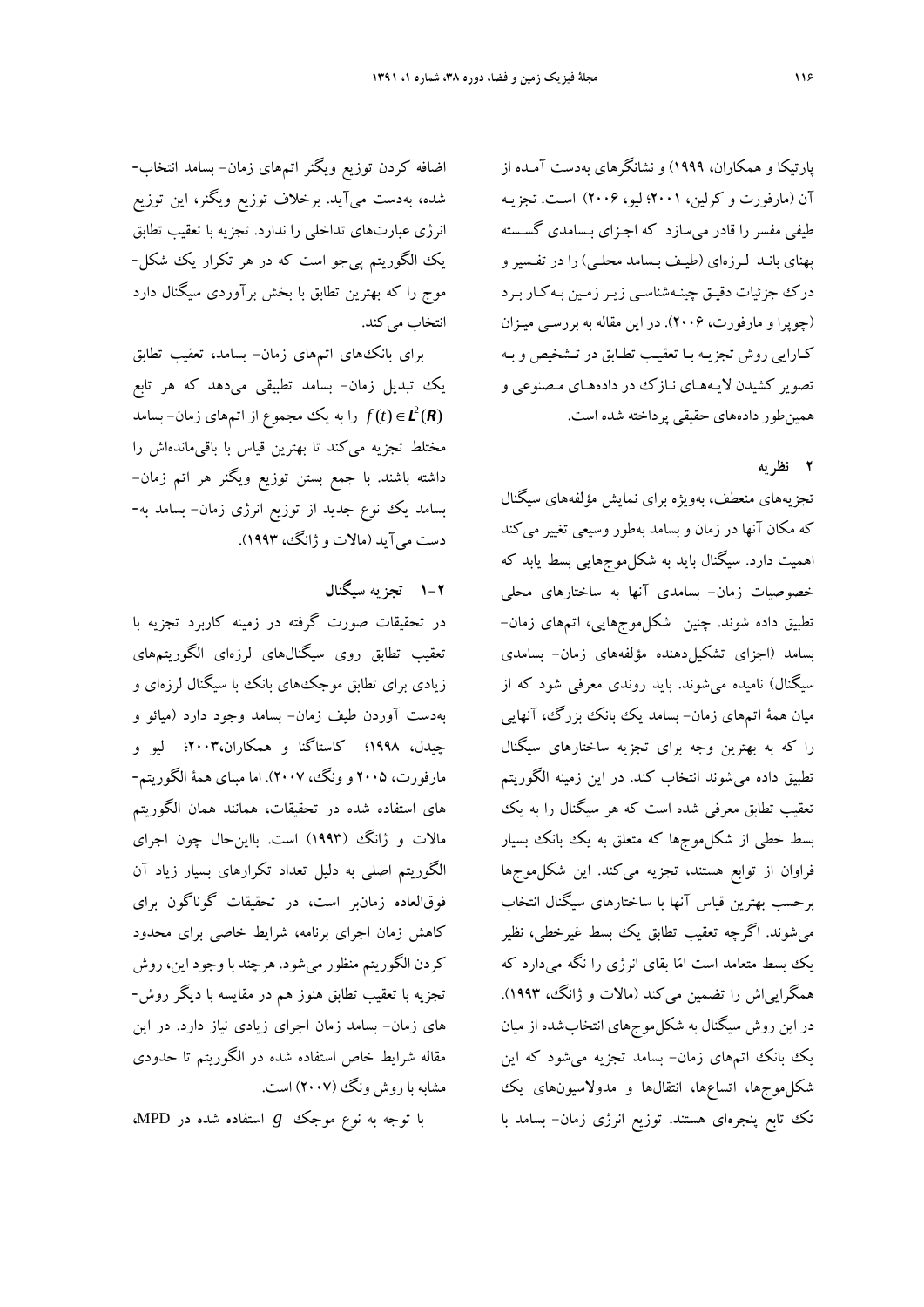پارتیکا و همکاران، ۱۹۹۹) و نشانگرهای به‌دست آمده از آن (مارفورت و کرلین، ۲۰۰۱؛ لیو، ۲۰۰۶) است. تجزیه طیفی مفسر را قادر می‌سازد که اجزای بسامدی گسسته پهنای باند لرزه‌ای (طیف بسامد محلی) را در تفسیر و درک جزئیات دقیق چینه‌شناسی زیر زمین به‌کار برد (چوپرا و مارفورت، ۲۰۰۶). در این مقاله به بررسی میزان کارایی روش تجزیه با تعقیب تطابق در تشخیص و به تصویر کشیدن لایه‌های نازک در داده‌های مصنوعی و همین‌طور داده‌های حقیقی پرداخته شده است.

## ۲ نظریه

تجزیه‌های منعطف، به‌ویژه برای نمایش مؤلفه‌های سیگنال که مکان آنها در زمان و بسامد به‌طور وسیعی تغییر می‌کند اهمیت دارد. سیگنال باید به شکل‌موج‌هایی بسط یابد که خصوصیات زمان- بسامدی آنها به ساختارهای محلی تطبیق داده شوند. چنین شکل‌موج‌هایی، اتم‌های زمان- بسامد (اجزای تشکیل‌دهنده مؤلفه‌های زمان- بسامدی سیگنال) نامیده می‌شوند. باید روندی معرفی شود که از میان همهٔ اتم‌های زمان- بسامد یک بانک بزرگ، آنهایی را که به بهترین وجه برای تجزیه ساختارهای سیگنال تطبیق داده می‌شوند انتخاب کند. در این زمینه الگوریتم تعقیب تطابق معرفی شده است که هر سیگنال را به یک بسط خطی از شکل‌موج‌ها که متعلق به یک بانک بسیار فراوان از توابع هستند، تجزیه می‌کند. این شکل‌موج‌ها برحسب بهترین قیاس آنها با ساختارهای سیگنال انتخاب می‌شوند. اگرچه تعقیب تطابق یک بسط غیرخطی، نظیر یک بسط متعامد است امّا بقای انرژی را نگه می‌دارد که همگرایی‌اش را تضمین می‌کند (مالات و ژانگ، ۱۹۹۳). در این روش سیگنال به شکل‌موج‌های انتخاب‌شده از میان یک بانک اتم‌های زمان- بسامد تجزیه می‌شود که این شکل‌موج‌ها، اتساع‌ها، انتقال‌ها و مدولاسیون‌های یک تک تابع پنجره‌ای هستند. توزیع انرژی زمان- بسامد با اضافه کردن توزیع ویگنر اتم‌های زمان- بسامد انتخاب‌شده، به‌دست می‌آید. برخلاف توزیع ویگنر، این توزیع انرژی عبارت‌های تداخلی را ندارد. تجزیه با تعقیب تطابق یک الگوریتم پی‌جو است که در هر تکرار یک شکل‌موج را که بهترین تطابق با بخش برآوردی سیگنال دارد انتخاب می‌کند.

برای بانک‌های اتم‌های زمان- بسامد، تعقیب تطابق یک تبدیل زمان- بسامد تطبیقی می‌دهد که هر تابع $f(t) \in L^2(R)$ را به یک مجموع از اتم‌های زمان- بسامد مختلط تجزیه می‌کند تا بهترین قیاس با باقی‌مانده‌اش را داشته باشند. با جمع بستن توزیع ویگنر هر اتم زمان- بسامد یک نوع جدید از توزیع انرژی زمان- بسامد به‌دست می‌آید (مالات و ژانگ، ۱۹۹۳).

### ۲-۱ تجزیه سیگنال

در تحقیقات صورت گرفته در زمینه کاربرد تجزیه با تعقیب تطابق روی سیگنال‌های لرزه‌ای الگوریتم‌های زیادی برای تطابق موجک‌های بانک با سیگنال لرزه‌ای و به‌دست آوردن طیف زمان- بسامد وجود دارد (میائو و چیدل، ۱۹۹۸؛ کاستاگنا و همکاران،۲۰۰۳؛ لیو و مارفورت، ۲۰۰۵ و ونگ، ۲۰۰۷). اما مبنای همهٔ الگوریتم‌های استفاده شده در تحقیقات، همانند همان الگوریتم مالات و ژانگ (۱۹۹۳) است. بااین‌حال چون اجرای الگوریتم اصلی به دلیل تعداد تکرارهای بسیار زیاد آن فوق‌العاده زمان‌بر است، در تحقیقات گوناگون برای کاهش زمان اجرای برنامه، شرایط خاصی برای محدود کردن الگوریتم منظور می‌شود. هرچند با وجود این، روش تجزیه با تعقیب تطابق هنوز هم در مقایسه با دیگر روش‌های زمان- بسامد زمان اجرای زیادی نیاز دارد. در این مقاله شرایط خاص استفاده شده در الگوریتم تا حدودی مشابه با روش ونگ (۲۰۰۷) است.

با توجه به نوع موجک $g$ استفاده شده در MPD،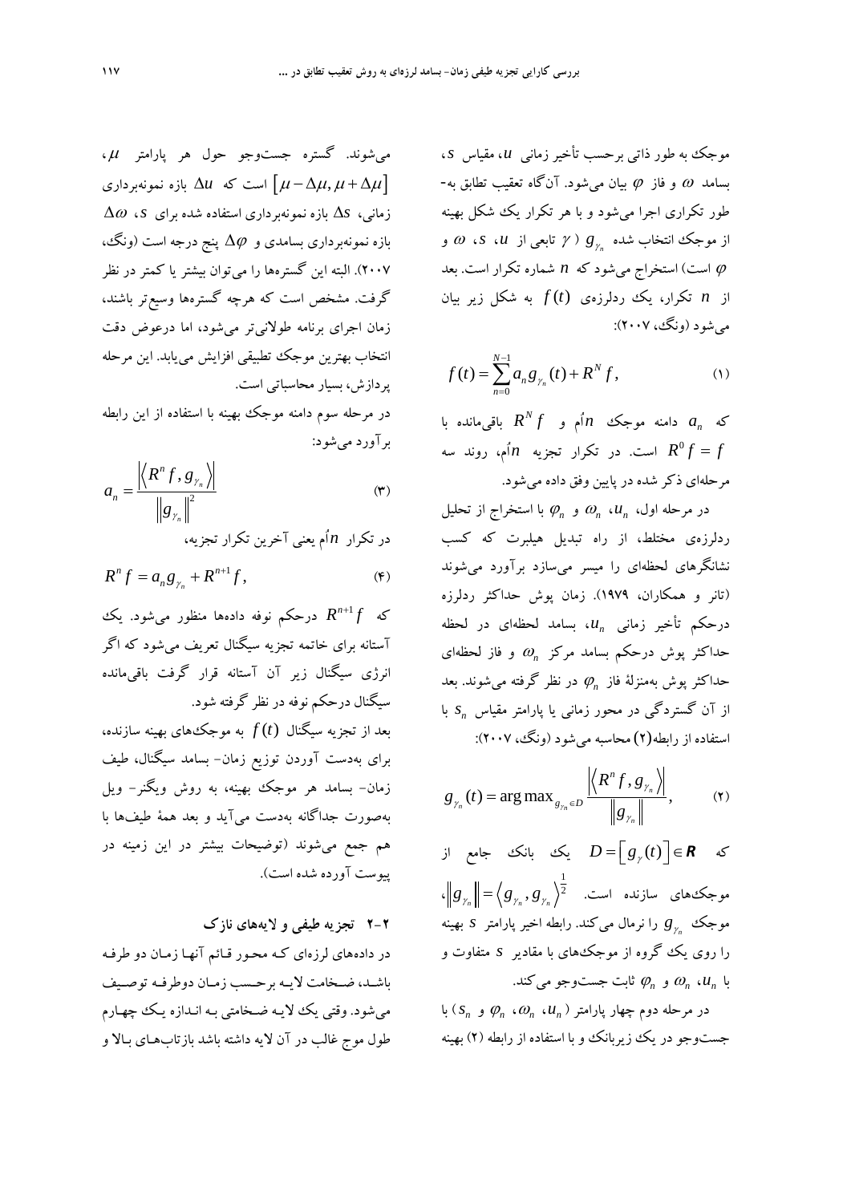موجک به طور ذاتی برحسب تأخیر زمانی $u$، مقیاس $s$، بسامد $\omega$ و فاز $\varphi$ بیان می‌شود. آن‌گاه تعقیب تطابق به‌طور تکراری اجرا می‌شود و با هر تکرار یک شکل بهینه از موجک انتخاب شده $g_{\gamma_n}$ ($\gamma$ تابعی از $u$، $s$، $\omega$ و $\varphi$ است) استخراج می‌شود که $n$ شماره تکرار است. بعد از $n$ تکرار، یک ردلرزه‌ی $f(t)$ به شکل زیر بیان می‌شود (ونگ، ۲۰۰۷):

$$f(t)=\sum_{n=0}^{N-1}a_n g_{\gamma_n}(t)+R^N f, \qquad (1)$$

که $a_n$ دامنه موجک $n$اُم و $R^N f$ باقی‌مانده با $R^0 f=f$ است. در تکرار تجزیه $n$اُم، روند سه مرحله‌ای ذکر شده در پایین وفق داده می‌شود.

در مرحله اول، $u_n$، $\omega_n$ و $\varphi_n$ با استخراج از تحلیل ردلرزه‌ی مختلط، از راه تبدیل هیلبرت که کسب نشانگرهای لحظه‌ای را میسر می‌سازد برآورد می‌شوند (تانر و همکاران، ۱۹۷۹). زمان پوش حداکثر ردلرزه درحکم تأخیر زمانی $u_n$، بسامد لحظه‌ای در لحظه حداکثر پوش درحکم بسامد مرکز $\omega_n$ و فاز لحظه‌ای حداکثر پوش به‌منزلهٔ فاز $\varphi_n$ در نظر گرفته می‌شوند. بعد از آن گستردگی در محور زمانی یا پارامتر مقیاس $s_n$ با استفاده از رابطه(۲) محاسبه می‌شود (ونگ، ۲۰۰۷):

$$g_{\gamma_n}(t)=\arg\max_{g_{\gamma_n}\in D}\frac{\left|\left\langle R^n f, g_{\gamma_n}\right\rangle\right|}{\left\|g_{\gamma_n}\right\|}, \qquad (2)$$

که $D=\left[g_\gamma(t)\right]\in \boldsymbol{R}$ یک بانک جامع از موجک‌های سازنده است. $\left\|g_{\gamma_n}\right\|=\left\langle g_{\gamma_n}, g_{\gamma_n}\right\rangle^{\frac{1}{2}}$، موجک $g_{\gamma_n}$ را نرمال می‌کند. رابطه اخیر پارامتر $s$ بهینه را روی یک گروه از موجک‌های با مقادیر $s$ متفاوت و با $u_n$، $\omega_n$ و $\varphi_n$ ثابت جست‌وجو می‌کند.

در مرحله دوم چهار پارامتر ($u_n$، $\omega_n$، $\varphi_n$ و $s_n$) با جست‌وجو در یک زیربانک و با استفاده از رابطه (۲) بهینه می‌شوند. گستره جست‌وجو حول هر پارامتر $\mu$، $\left[\mu-\Delta\mu, \mu+\Delta\mu\right]$ است که $\Delta u$ بازه نمونه‌برداری زمانی، $\Delta s$ بازه نمونه‌برداری استفاده شده برای $s$، $\Delta\omega$ بازه نمونه‌برداری بسامدی و $\Delta\varphi$ پنج درجه است (ونگ، ۲۰۰۷). البته این گستره‌ها را می‌توان بیشتر یا کمتر در نظر گرفت. مشخص است که هرچه گستره‌ها وسیع‌تر باشند، زمان اجرای برنامه طولانی‌تر می‌شود، اما درعوض دقت انتخاب بهترین موجک تطبیقی افزایش می‌یابد. این مرحله پردازش، بسیار محاسباتی است.

در مرحله سوم دامنه موجک بهینه با استفاده از این رابطه برآورد می‌شود:

$$a_n=\frac{\left|\left\langle R^n f, g_{\gamma_n}\right\rangle\right|}{\left\|g_{\gamma_n}\right\|^2} \qquad (3)$$

در تکرار $n$اُم یعنی آخرین تکرار تجزیه،

$$R^n f=a_n g_{\gamma_n}+R^{n+1}f, \qquad (4)$$

که $R^{n+1}f$ درحکم نوفه داده‌ها منظور می‌شود. یک آستانه برای خاتمه تجزیه سیگنال تعریف می‌شود که اگر انرژی سیگنال زیر آن آستانه قرار گرفت باقی‌مانده سیگنال درحکم نوفه در نظر گرفته شود.

بعد از تجزیه سیگنال $f(t)$ به موجک‌های بهینه سازنده، برای به‌دست آوردن توزیع زمان- بسامد سیگنال، طیف زمان- بسامد هر موجک بهینه، به روش ویگنر- ویل به‌صورت جداگانه به‌دست می‌آید و بعد همهٔ طیف‌ها با هم جمع می‌شوند (توضیحات بیشتر در این زمینه در پیوست آورده شده است).

## ۲-۲ تجزیه طیفی و لایه‌های نازک

در داده‌های لرزه‌ای کـه محـور قـائم آنهـا زمـان دو طرفـه باشـد، ضـخامت لایـه برحـسب زمـان دوطرفـه توصـیف می‌شود. وقتی یک لایـه ضـخامتی بـه انـدازه یـک چهـارم طول موج غالب در آن لایه داشته باشد بازتاب‌هـای بـالا و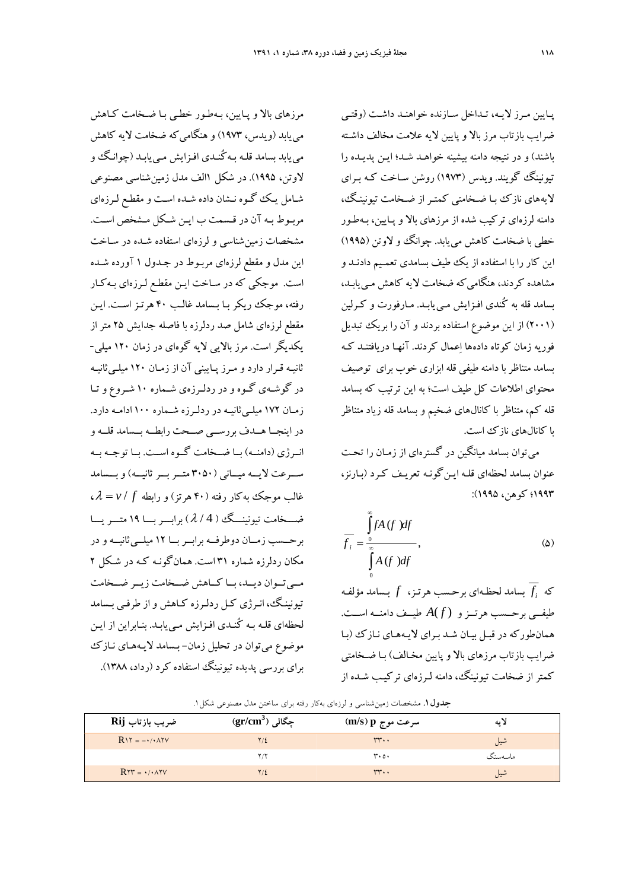پایین مرز لایه، تداخل سازنده خواهند داشت (وقتی ضرایب بازتاب مرز بالا و پایین لایه علامت مخالف داشته باشند) و در نتیجه دامنه بیشینه خواهد شد؛ این پدیده را تیونینگ گویند. ویدس (۱۹۷۳) روشن ساخت که برای لایه‌های نازک با ضخامتی کمتر از ضخامت تیونینگ، دامنه لرزه‌ای ترکیب شده از مرزهای بالا و پایین، به‌طور خطی با ضخامت کاهش می‌یابد. چوانگ و لاوتن (۱۹۹۵) این کار را با استفاده از یک طیف بسامدی تعمیم دادند و مشاهده کردند، هنگامی‌که ضخامت لایه کاهش می‌یابد، بسامد قله به کُندی افزایش می‌یابد. مارفورت و کرلین (۲۰۰۱) از این موضوع استفاده بردند و آن را بریک تبدیل فوریه زمان کوتاه داده‌ها اِعمال کردند. آنها دریافتند که بسامد متناظر با دامنه طیفی قله ابزاری خوب برای توصیف محتوای اطلاعات کل طیف است؛ به این ترتیب که بسامد قله کم، متناظر با کانال‌های ضخیم و بسامد قله زیاد متناظر با کانال‌های نازک است.

می‌توان بسامد میانگین در گستره‌ای از زمان را تحت عنوان بسامد لحظه‌ای قله این‌گونه تعریف کرد (بارنز، ۱۹۹۳؛ کوهن، ۱۹۹۵):

$$\overline{f_i} = \frac{\int_0^\infty f A(f) df}{\int_0^\infty A(f) df}, \tag{5}$$

که $\overline{f_i}$ بسامد لحظه‌ای برحسب هرتز، $f$ بسامد مؤلفه طیفی برحسب هرتز و $A(f)$ طیف دامنه است. همان‌طورکه در قبل بیان شد برای لایه‌های نازک (با ضرایب بازتاب مرزهای بالا و پایین مخالف) با ضخامتی کمتر از ضخامت تیونینگ، دامنه لرزه‌ای ترکیب شده از مرزهای بالا و پایین، به‌طور خطی با ضخامت کاهش می‌یابد (ویدس، ۱۹۷۳) و هنگامی‌که ضخامت لایه کاهش می‌یابد بسامد قله به‌کُندی افزایش می‌یابد (چوانگ و لاوتن، ۱۹۹۵). در شکل ۱الف مدل زمین‌شناسی مصنوعی شامل یک گوه نشان داده شده است و مقطع لرزه‌ای مربوط به آن در قسمت ب این شکل مشخص است. مشخصات زمین‌شناسی و لرزه‌ای استفاده شده در ساخت این مدل و مقطع لرزه‌ای مربوط در جدول ۱ آورده شده است. موجکی که در ساخت این مقطع لرزه‌ای به‌کار رفته، موجک ریکر با بسامد غالب ۴۰ هرتز است. این مقطع لرزه‌ای شامل صد ردلرزه با فاصله جدایش ۲۵ متر از یکدیگر است. مرز بالایی لایه گوه‌ای در زمان ۱۲۰ میلی‌ثانیه قرار دارد و مرز پایینی آن از زمان ۱۲۰ میلی‌ثانیه در گوشه‌ی گوه و در ردلرزه‌ی شماره ۱۰ شروع و تا زمان ۱۷۲ میلی‌ثانیه در ردلرزه شماره ۱۰۰ ادامه دارد. در اینجا هدف بررسی صحت رابطه بسامد قله و انرژی (دامنه) با ضخامت گوه است. با توجه به سرعت لایه میانی (۳۰۵۰ متر بر ثانیه) و بسامد غالب موجک به‌کار رفته (۴۰ هرتز) و رابطه $\lambda = v / f$، ضخامت تیونینگ ($\lambda / 4$) برابر با ۱۹ متر یا برحسب زمان دوطرفه برابر با ۱۲ میلی‌ثانیه و در مکان ردلرزه شماره ۳۱ است. همان‌گونه که در شکل ۲ می‌توان دید، با کاهش ضخامت زیر ضخامت تیونینگ، انرژی کل ردلرزه کاهش و از طرفی بسامد لحظه‌ای قله به کُندی افزایش می‌یابد. بنابراین از این موضوع می‌توان در تحلیل زمان- بسامد لایه‌های نازک برای بررسی پدیده تیونینگ استفاده کرد (رداد، ۱۳۸۸).

**جدول ۱.** مشخصات زمین‌شناسی و لرزه‌ای به‌کار رفته برای ساختن مدل مصنوعی شکل ۱.

| لایه | سرعت موج p (m/s) | چگالی ($gr/cm^3$) | ضریب بازتاب Rij |
|---|---|---|---|
| شیل | ۳۳۰۰ | ۲/۴ | $R_{12} = -0/087$ |
| ماسه‌سنگ | ۳۰۵۰ | ۲/۲ | |
| شیل | ۳۳۰۰ | ۲/۴ | $R_{23} = 0/087$ |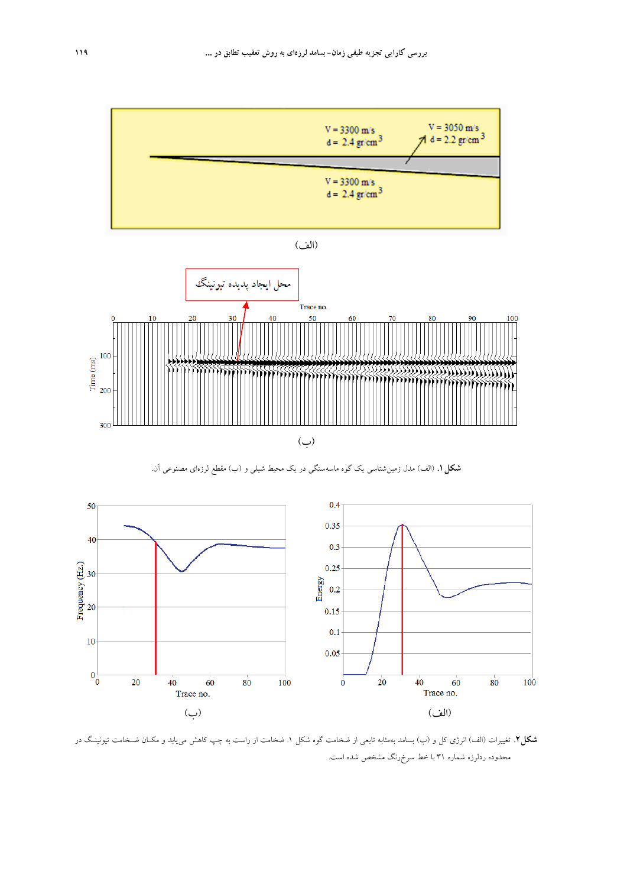(الف)

محل ایجاد پدیده تیونینگ

(ب)

**شکل ۱.** (الف) مدل زمین‌شناسی یک گوه ماسه‌سنگی در یک محیط شیلی و (ب) مقطع لرزه‌ای مصنوعی آن.

(ب)

(الف)

**شکل ۲.** تغییرات (الف) انرژی کل و (ب) بسامد به‌مثابه تابعی از ضخامت گوه شکل ۱. ضخامت از راست به چپ کاهش می‌یابد و مکـان ضـخامت تیونینـگ در محدوده ردلرزه شماره ۳۱ با خط سرخ‌رنگ مشخص شده است.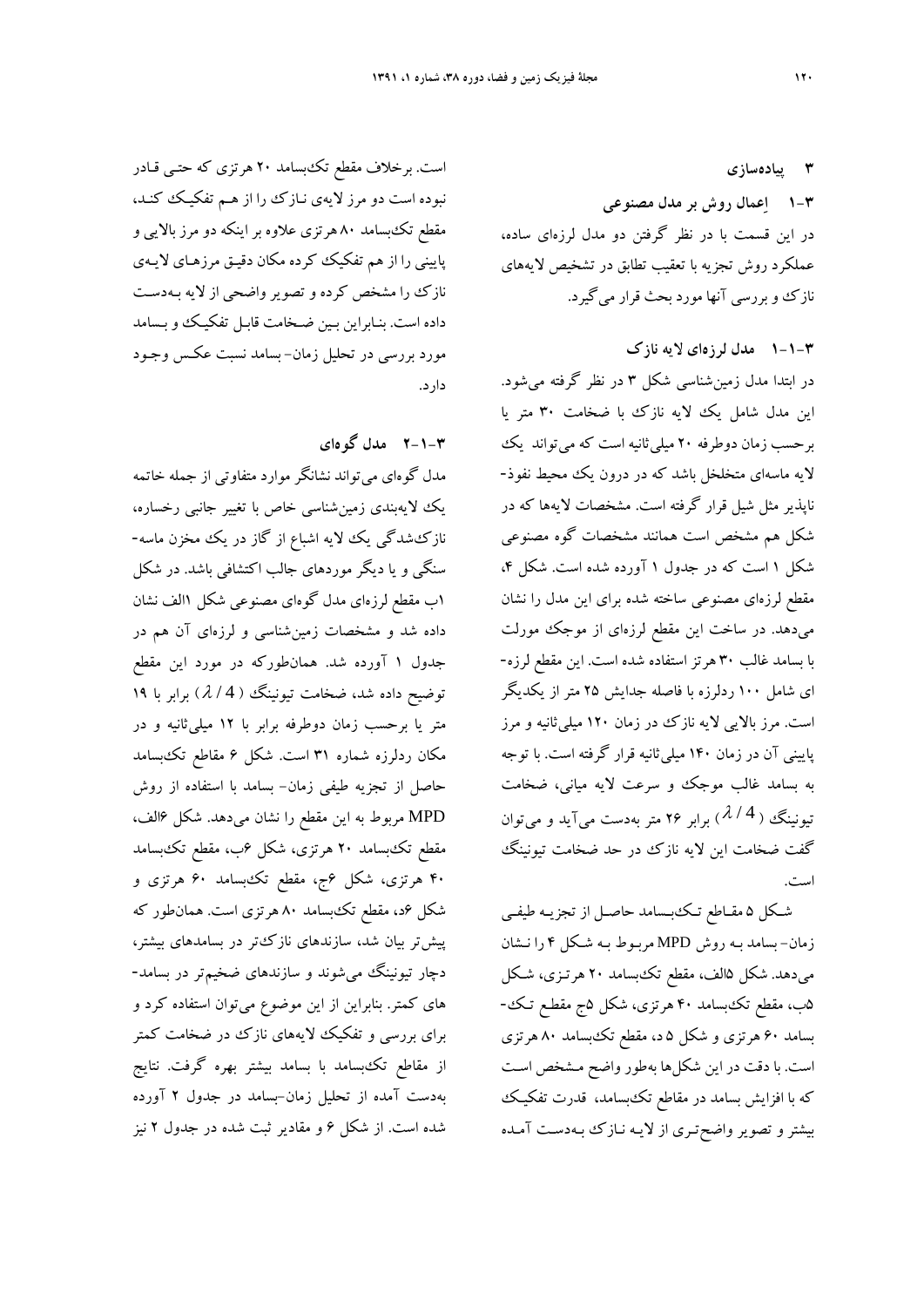## ۳ پیاده‌سازی

### ۳-۱ اِعمال روش بر مدل مصنوعی

در این قسمت با در نظر گرفتن دو مدل لرزه‌ای ساده، عملکرد روش تجزیه با تعقیب تطابق در تشخیص لایه‌های نازک و بررسی آنها مورد بحث قرار می‌گیرد.

#### ۳-۱-۱ مدل لرزه‌ای لایه نازک

در ابتدا مدل زمین‌شناسی شکل ۳ در نظر گرفته می‌شود. این مدل شامل یک لایه نازک با ضخامت ۳۰ متر یا برحسب زمان دوطرفه ۲۰ میلی‌ثانیه است که می‌تواند یک لایه ماسه‌ای متخلخل باشد که در درون یک محیط نفوذ-ناپذیر مثل شیل قرار گرفته است. مشخصات لایه‌ها که در شکل هم مشخص است همانند مشخصات گوه مصنوعی شکل ۱ است که در جدول ۱ آورده شده است. شکل ۴، مقطع لرزه‌ای مصنوعی ساخته شده برای این مدل را نشان می‌دهد. در ساخت این مقطع لرزه‌ای از موجک مورلت با بسامد غالب ۳۰ هرتز استفاده شده است. این مقطع لرزه-ای شامل ۱۰۰ ردلرزه با فاصله جدایش ۲۵ متر از یکدیگر است. مرز بالایی لایه نازک در زمان ۱۲۰ میلی‌ثانیه و مرز پایینی آن در زمان ۱۴۰ میلی‌ثانیه قرار گرفته است. با توجه به بسامد غالب موجک و سرعت لایه میانی، ضخامت تیونینگ ($\lambda / 4$) برابر ۲۶ متر به‌دست می‌آید و می‌توان گفت ضخامت این لایه نازک در حد ضخامت تیونینگ است.

شکل ۵ مقاطع تک‌بسامد حاصل از تجزیه طیفی زمان- بسامد به روش MPD مربوط به شکل ۴ را نشان می‌دهد. شکل ۵الف، مقطع تک‌بسامد ۲۰ هرتزی، شکل ۵ب، مقطع تک‌بسامد ۴۰ هرتزی، شکل ۵ج مقطع تک-بسامد ۶۰ هرتزی و شکل ۵ د، مقطع تک‌بسامد ۸۰ هرتزی است. با دقت در این شکل‌ها به‌طور واضح مشخص است که با افزایش بسامد در مقاطع تک‌بسامد، قدرت تفکیک بیشتر و تصویر واضح‌تری از لایه نازک به‌دست آمده است. برخلاف مقطع تک‌بسامد ۲۰ هرتزی که حتی قادر نبوده است دو مرز لایه‌ی نازک را از هم تفکیک کند، مقطع تک‌بسامد ۸۰ هرتزی علاوه بر اینکه دو مرز بالایی و پایینی را از هم تفکیک کرده مکان دقیق مرزهای لایه‌ی نازک را مشخص کرده و تصویر واضحی از لایه به‌دست داده است. بنابراین بین ضخامت قابل تفکیک و بسامد مورد بررسی در تحلیل زمان- بسامد نسبت عکس وجود دارد.

#### ۳-۱-۲ مدل گوه‌ای

مدل گوه‌ای می‌تواند نشانگر موارد متفاوتی از جمله خاتمه یک لایه‌بندی زمین‌شناسی خاص با تغییر جانبی رخساره، نازک‌شدگی یک لایه اشباع از گاز در یک مخزن ماسه-سنگی و یا دیگر موردهای جالب اکتشافی باشد. در شکل ۱ب مقطع لرزه‌ای مدل گوه‌ای مصنوعی شکل ۱الف نشان داده شد و مشخصات زمین‌شناسی و لرزه‌ای آن هم در جدول ۱ آورده شد. همان‌طورکه در مورد این مقطع توضیح داده شد، ضخامت تیونینگ ($\lambda / 4$) برابر با ۱۹ متر یا برحسب زمان دوطرفه برابر با ۱۲ میلی‌ثانیه و در مکان ردلرزه شماره ۳۱ است. شکل ۶ مقاطع تک‌بسامد حاصل از تجزیه طیفی زمان- بسامد با استفاده از روش MPD مربوط به این مقطع را نشان می‌دهد. شکل ۶الف، مقطع تک‌بسامد ۲۰ هرتزی، شکل ۶ب، مقطع تک‌بسامد ۴۰ هرتزی، شکل ۶ج، مقطع تک‌بسامد ۶۰ هرتزی و شکل ۶د، مقطع تک‌بسامد ۸۰ هرتزی است. همان‌طور که پیش‌تر بیان شد، سازندهای نازک‌تر در بسامدهای بیشتر، دچار تیونینگ می‌شوند و سازندهای ضخیم‌تر در بسامد-های کمتر. بنابراین از این موضوع می‌توان استفاده کرد و برای بررسی و تفکیک لایه‌های نازک در ضخامت کمتر از مقاطع تک‌بسامد با بسامد بیشتر بهره گرفت. نتایج به‌دست آمده از تحلیل زمان-بسامد در جدول ۲ آورده شده است. از شکل ۶ و مقادیر ثبت شده در جدول ۲ نیز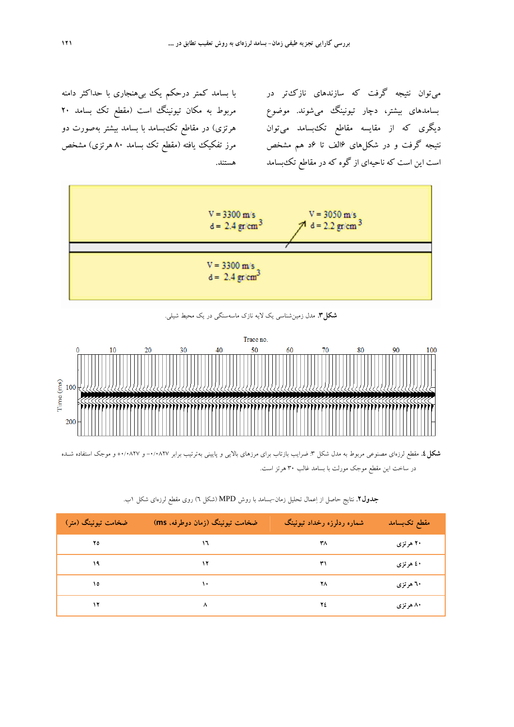می‌توان نتیجه گرفت که سازندهای نازک‌تر در بسامدهای بیشتر، دچار تیونینگ می‌شوند. موضوع دیگری که از مقایسه مقاطع تک‌بسامد می‌توان نتیجه گرفت و در شکل‌های ۶الف تا ۶د هم مشخص است این است که ناحیه‌ای از گوه که در مقاطع تک‌بسامد با بسامد کمتر درحکم یک بی‌هنجاری با حداکثر دامنه مربوط به مکان تیونینگ است (مقطع تک بسامد ۲۰ هرتزی) در مقاطع تک‌بسامد با بسامد بیشتر به‌صورت دو مرز تفکیک یافته (مقطع تک بسامد ۸۰ هرتزی) مشخص هستند.

V = 3300 m/s
d = 2.4 gr/cm$^3$

V = 3050 m/s
d = 2.2 gr/cm$^3$

V = 3300 m/s
d = 2.4 gr/cm$^3$

**شکل ۳.** مدل زمین‌شناسی یک لایه نازک ماسه‌سنگی در یک محیط شیلی.

Trace no.

Time (ms)

**شکل ٤.** مقطع لرزه‌ای مصنوعی مربوط به مدل شکل ۳: ضرایب بازتاب برای مرزهای بالایی و پایینی به‌ترتیب برابر ۰/۰۸۲۷- و ۰/۰۸۲۷+ و موجک استفاده شده در ساخت این مقطع موجک مورلت با بسامد غالب ۳۰ هرتز است.

**جدول۲.** نتایج حاصل از اِعمال تحلیل زمان–بسامد با روش MPD (شکل ٦) روی مقطع لرزه‌ای شکل ۱ب.

| مقطع تک‌بسامد | شماره ردلرزه رخداد تیونینگ | ضخامت تیونینگ (زمان دوطرفه، ms) | ضخامت تیونینگ (متر) |
|---|---|---|---|
| ۲۰ هرتزی | ۳۸ | ١٦ | ۲۵ |
| ٤۰ هرتزی | ۳۱ | ۱۲ | ۱۹ |
| ٦۰ هرتزی | ۲۸ | ۱۰ | ۱۵ |
| ۸۰ هرتزی | ۲٤ | ۸ | ۱۲ |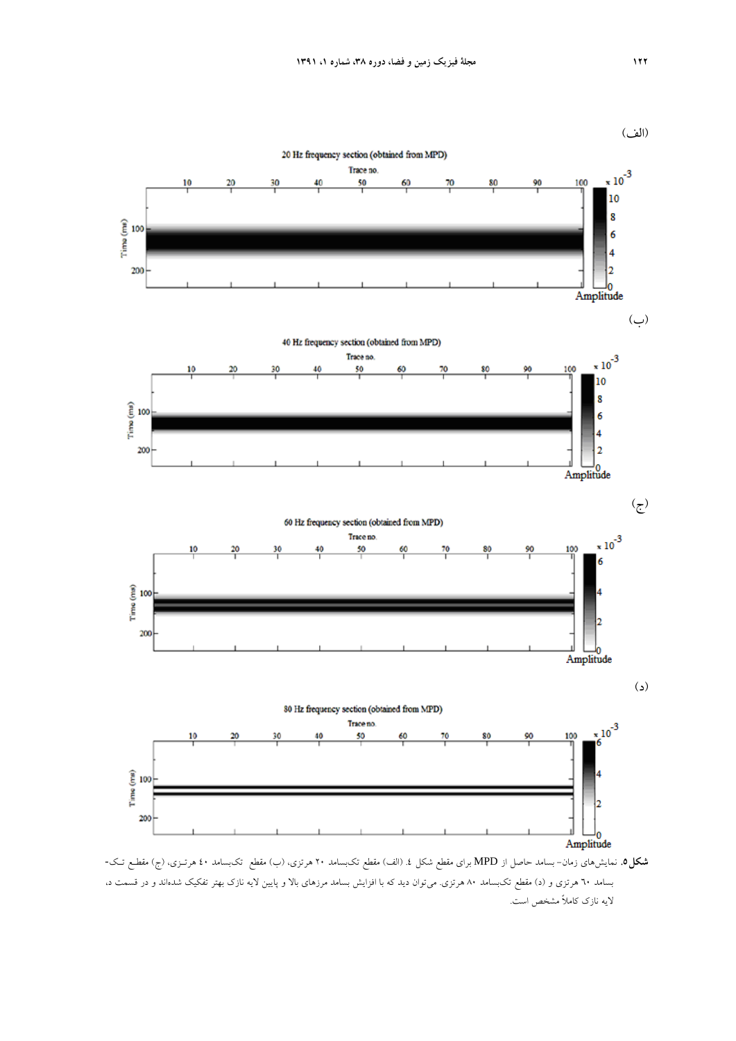(الف)

20 Hz frequency section (obtained from MPD)

(ب)

40 Hz frequency section (obtained from MPD)

(ج)

60 Hz frequency section (obtained from MPD)

(د)

80 Hz frequency section (obtained from MPD)

**شکل ۵.** نمایش‌های زمان- بسامد حاصل از MPD برای مقطع شکل ٤. (الف) مقطع تک‌بسامد ٢٠ هرتزی، (ب) مقطع تک‌بسامد ٤٠ هرتـزی، (ج) مقطع تـک-بسامد ٦٠ هرتزی و (د) مقطع تک‌بسامد ٨٠ هرتزی. می‌توان دید که با افزایش بسامد مرزهای بالا و پایین لایه نازک بهتر تفکیک شده‌اند و در قسمت د، لایه نازک کاملاً مشخص است.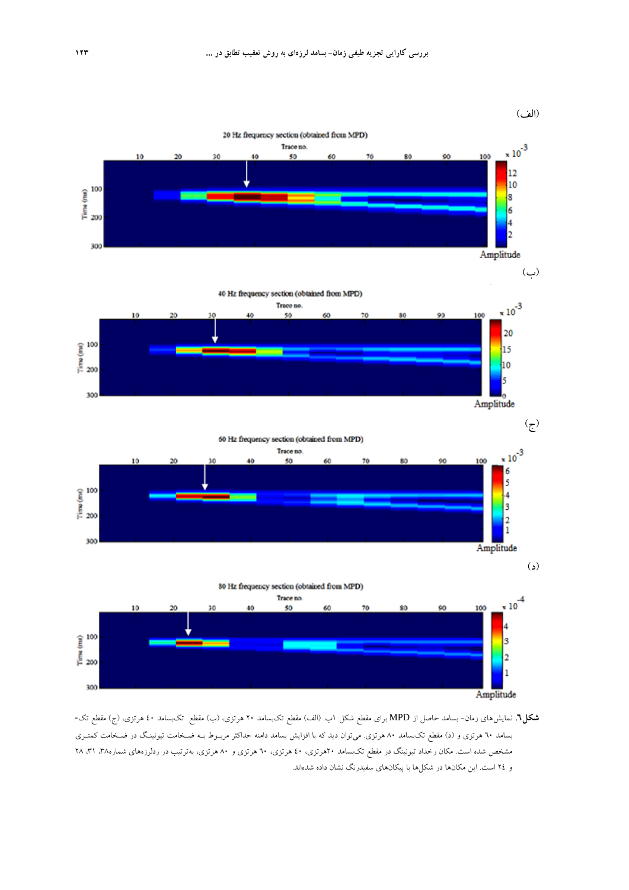(الف)

(ب)

(ج)

(د)

**شکل٦.** نمایش‌های زمان- بسامد حاصل از MPD برای مقطع شکل ١ب. (الف) مقطع تک‌بسامد ٢٠ هرتزی، (ب) مقطع تک‌بسامد ٤٠ هرتزی، (ج) مقطع تک-بسامد ٦٠ هرتزی و (د) مقطع تک‌بسامد ٨٠ هرتزی. می‌توان دید که با افزایش بسامد دامنه حداکثر مربوط بـه ضـخامت تیونینـگ در ضـخامت کمتـری مشخص شده است. مکان رخداد تیونینگ در مقطع تک‌بسامد ٢٠هرتزی، ٤٠ هرتزی، ٦٠ هرتزی و ٨٠ هرتزی، به‌ترتیب در ردلرزه‌های شماره٣٨، ٣١، ٢٨ و ٢٤ است. این مکان‌ها در شکل‌ها با پیکان‌های سفیدرنگ نشان داده شده‌اند.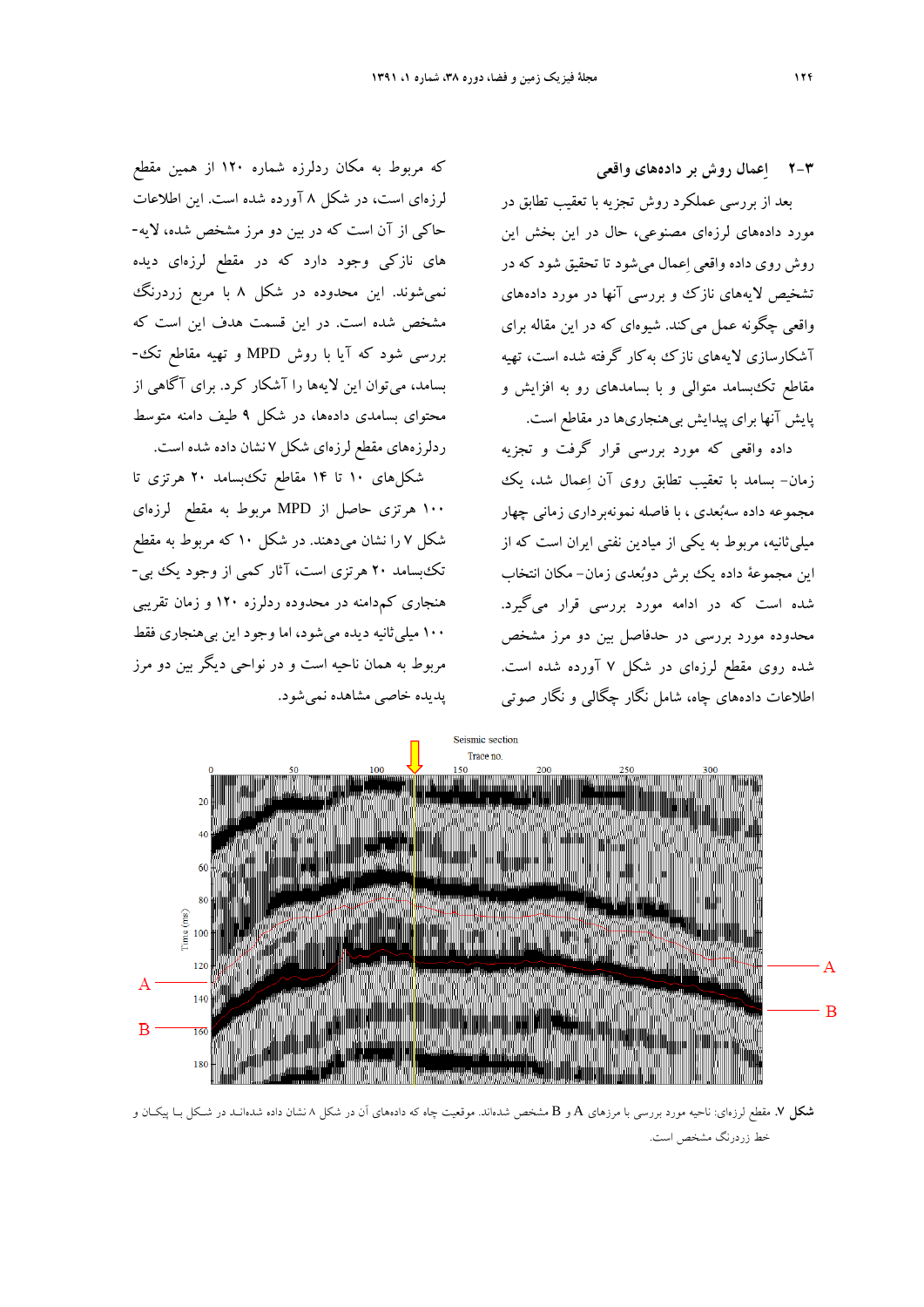### ۳-۲ اِعمال روش بر داده‌های واقعی

بعد از بررسی عملکرد روش تجزیه با تعقیب تطابق در مورد داده‌های لرزه‌ای مصنوعی، حال در این بخش این روش روی داده واقعی اِعمال می‌شود تا تحقیق شود که در تشخیص لایه‌های نازک و بررسی آنها در مورد داده‌های واقعی چگونه عمل می‌کند. شیوه‌ای که در این مقاله برای آشکارسازی لایه‌های نازک به‌کار گرفته شده است، تهیه مقاطع تک‌بسامد متوالی و با بسامدهای رو به افزایش و پایش آنها برای پیدایش بی‌هنجاری‌ها در مقاطع است.

داده واقعی که مورد بررسی قرار گرفت و تجزیه زمان- بسامد با تعقیب تطابق روی آن اِعمال شد، یک مجموعه داده سه‌بُعدی ، با فاصله نمونه‌برداری زمانی چهار میلی‌ثانیه، مربوط به یکی از میادین نفتی ایران است که از این مجموعهٔ داده یک برش دوبُعدی زمان- مکان انتخاب شده است که در ادامه مورد بررسی قرار می‌گیرد. محدوده مورد بررسی در حدفاصل بین دو مرز مشخص شده روی مقطع لرزه‌ای در شکل ۷ آورده شده است. اطلاعات داده‌های چاه، شامل نگار چگالی و نگار صوتی که مربوط به مکان ردلرزه شماره ۱۲۰ از همین مقطع لرزه‌ای است، در شکل ۸ آورده شده است. این اطلاعات حاکی از آن است که در بین دو مرز مشخص شده، لایه‌های نازکی وجود دارد که در مقطع لرزه‌ای دیده نمی‌شوند. این محدوده در شکل ۸ با مربع زردرنگ مشخص شده است. در این قسمت هدف این است که بررسی شود که آیا با روش MPD و تهیه مقاطع تک‌بسامد، می‌توان این لایه‌ها را آشکار کرد. برای آگاهی از محتوای بسامدی داده‌ها، در شکل ۹ طیف دامنه متوسط ردلرزه‌های مقطع لرزه‌ای شکل ۷ نشان داده شده است.

شکل‌های ۱۰ تا ۱۴ مقاطع تک‌بسامد ۲۰ هرتزی تا ۱۰۰ هرتزی حاصل از MPD مربوط به مقطع لرزه‌ای شکل ۷ را نشان می‌دهند. در شکل ۱۰ که مربوط به مقطع تک‌بسامد ۲۰ هرتزی است، آثار کمی از وجود یک بی‌هنجاری کم‌دامنه در محدوده ردلرزه ۱۲۰ و زمان تقریبی ۱۰۰ میلی‌ثانیه دیده می‌شود، اما وجود این بی‌هنجاری فقط مربوط به همان ناحیه است و در نواحی دیگر بین دو مرز پدیده خاصی مشاهده نمی‌شود.

**شکل ۷.** مقطع لرزه‌ای: ناحیه مورد بررسی با مرزهای A و B مشخص شده‌اند. موقعیت چاه که داده‌های آن در شکل ۸ نشان داده شده‌اند در شکل با پیکان و خط زردرنگ مشخص است.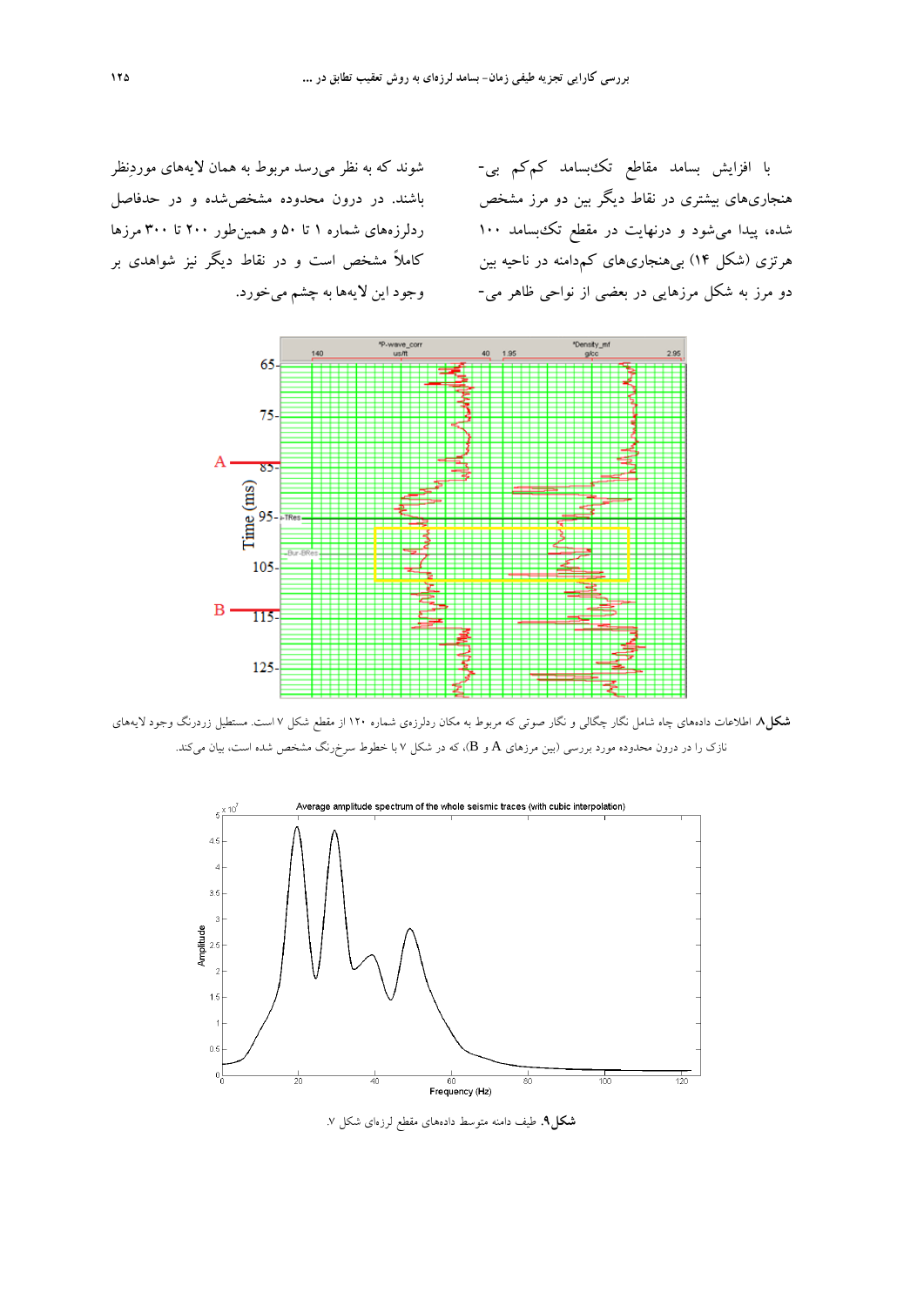با افزایش بسامد مقاطع تک‌بسامد کم‌کم بی‌هنجاری‌های بیشتری در نقاط دیگر بین دو مرز مشخص شده، پیدا می‌شود و درنهایت در مقطع تک‌بسامد ۱۰۰ هرتزی (شکل ۱۴) بی‌هنجاری‌های کم‌دامنه در ناحیه بین دو مرز به شکل مرزهایی در بعضی از نواحی ظاهر می‌شوند که به نظر می‌رسد مربوط به همان لایه‌های موردنظر باشند. در درون محدوده مشخص‌شده و در حدفاصل ردلرزه‌های شماره ۱ تا ۵۰ و همین‌طور ۲۰۰ تا ۳۰۰ مرزها کاملاً مشخص است و در نقاط دیگر نیز شواهدی بر وجود این لایه‌ها به چشم می‌خورد.

**شکل ۸.** اطلاعات داده‌های چاه شامل نگار چگالی و نگار صوتی که مربوط به مکان ردلرزه‌ی شماره ۱۲۰ از مقطع شکل ۷ است. مستطیل زردرنگ وجود لایه‌های نازک را در درون محدوده مورد بررسی (بین مرزهای A و B)، که در شکل ۷ با خطوط سرخ‌رنگ مشخص شده است، بیان می‌کند.

**شکل ۹.** طیف دامنه متوسط داده‌های مقطع لرزه‌ای شکل ۷.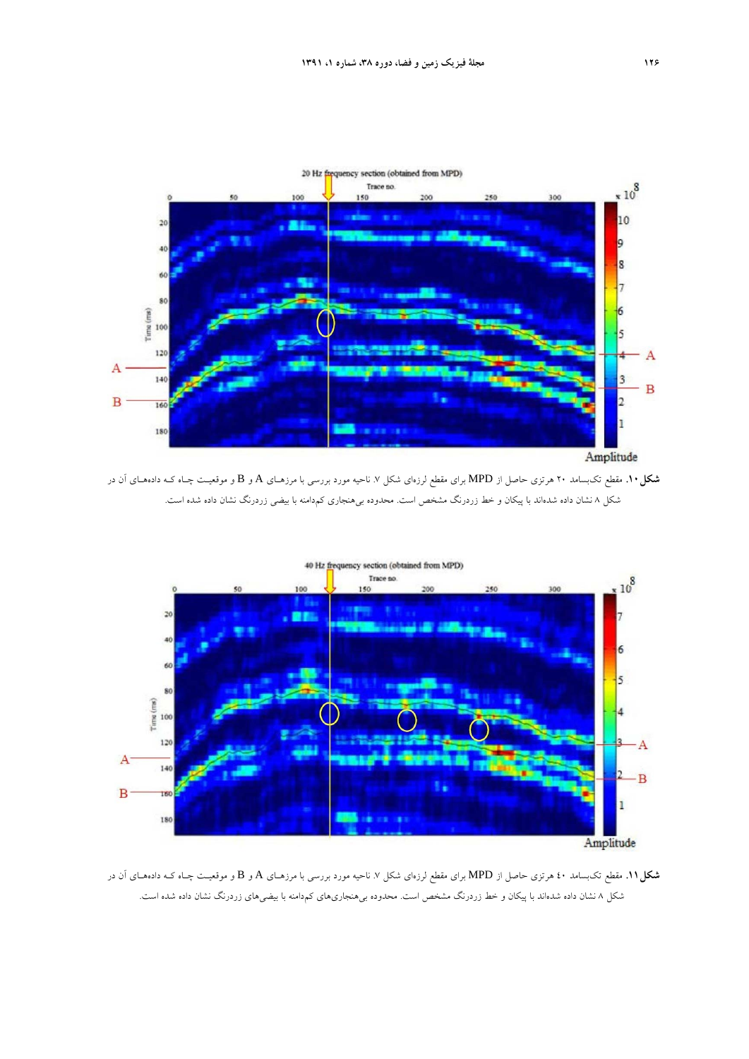**شکل ۱۰.** مقطع تک‌بسامد ۲۰ هرتزی حاصل از MPD برای مقطع لرزه‌ای شکل ۷. ناحیه مورد بررسی با مرزهـای A و B و موقعیـت چـاه کـه داده‌هـای آن در شکل ۸ نشان داده شده‌اند با پیکان و خط زردرنگ مشخص است. محدوده بی‌هنجاری کم‌دامنه با بیضی زردرنگ نشان داده شده است.

**شکل ۱۱.** مقطع تک‌بسامد ۴۰ هرتزی حاصل از MPD برای مقطع لرزه‌ای شکل ۷. ناحیه مورد بررسی با مرزهـای A و B و موقعیـت چـاه کـه داده‌هـای آن در شکل ۸ نشان داده شده‌اند با پیکان و خط زردرنگ مشخص است. محدوده بی‌هنجاری‌های کم‌دامنه با بیضی‌های زردرنگ نشان داده شده است.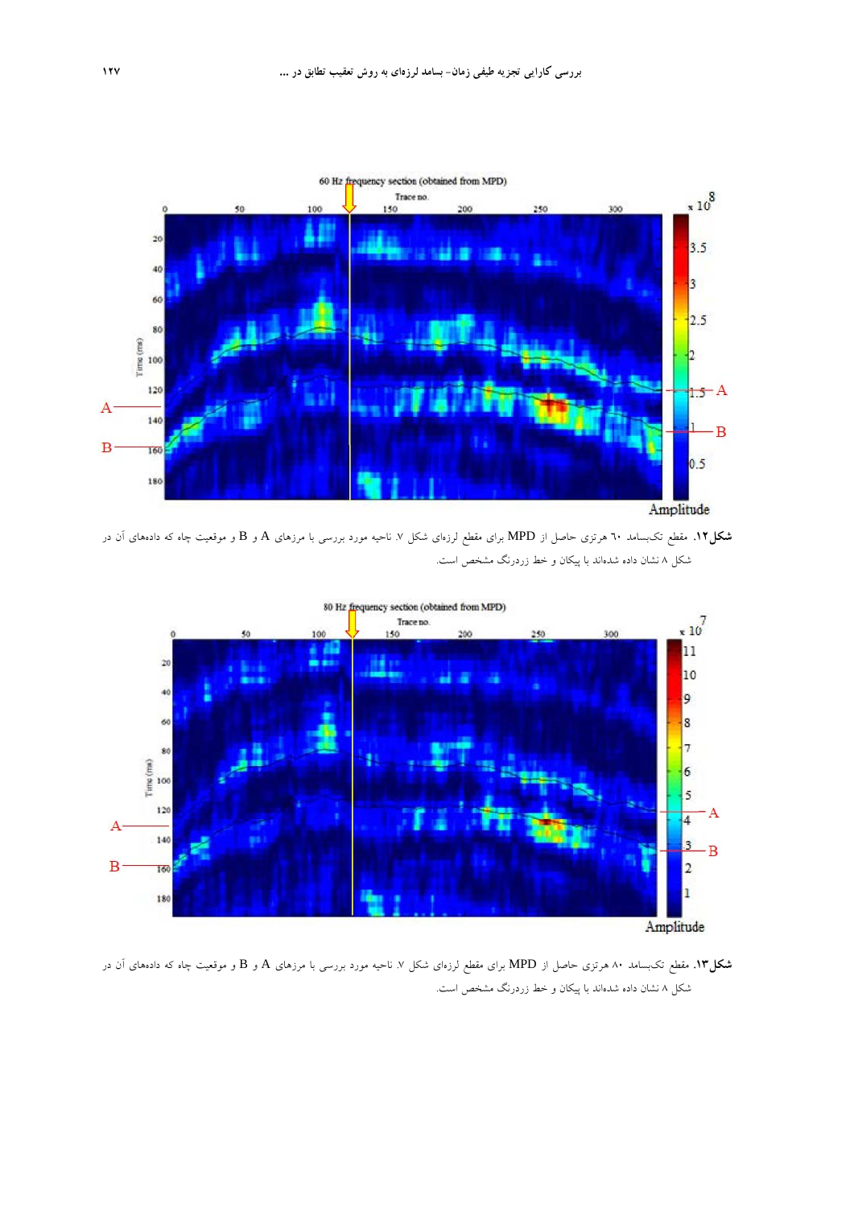شکل۱۲. مقطع تک‌بسامد ۶۰ هرتزی حاصل از MPD برای مقطع لرزه‌ای شکل ۷. ناحیه مورد بررسی با مرزهای A و B و موقعیت چاه که داده‌های آن در شکل ۸ نشان داده شده‌اند با پیکان و خط زردرنگ مشخص است.

شکل۱۳. مقطع تک‌بسامد ۸۰ هرتزی حاصل از MPD برای مقطع لرزه‌ای شکل ۷. ناحیه مورد بررسی با مرزهای A و B و موقعیت چاه که داده‌های آن در شکل ۸ نشان داده شده‌اند با پیکان و خط زردرنگ مشخص است.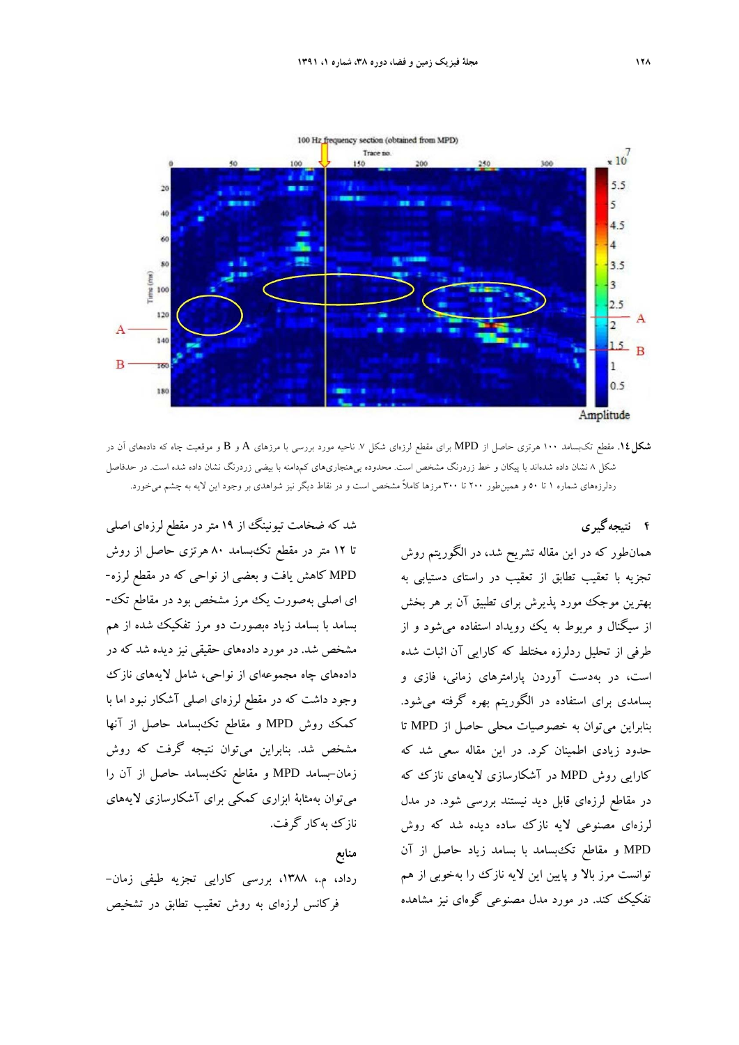شکل ۱۴. مقطع تک‌بسامد ۱۰۰ هرتزی حاصل از MPD برای مقطع لرزه‌ای شکل ۷. ناحیه مورد بررسی با مرزهای A و B و موقعیت چاه که داده‌های آن در شکل ۸ نشان داده شده‌اند با پیکان و خط زردرنگ مشخص است. محدوده بی‌هنجاری‌های کم‌دامنه با بیضی زردرنگ نشان داده شده است. در حدفاصل ردلرزه‌های شماره ۱ تا ۵۰ و همین‌طور ۲۰۰ تا ۳۰۰ مرزها کاملاً مشخص است و در نقاط دیگر نیز شواهدی بر وجود این لایه به چشم می‌خورد.

## ۴ نتیجه‌گیری

همان‌طور که در این مقاله تشریح شد، در الگوریتم روش تجزیه با تعقیب تطابق از تعقیب در راستای دستیابی به بهترین موجک مورد پذیرش برای تطبیق آن بر هر بخش از سیگنال و مربوط به یک رویداد استفاده می‌شود و از طرفی از تحلیل ردلرزه مختلط که کارایی آن اثبات شده است، در به‌دست آوردن پارامترهای زمانی، فازی و بسامدی برای استفاده در الگوریتم بهره گرفته می‌شود. بنابراین می‌توان به خصوصیات محلی حاصل از MPD تا حدود زیادی اطمینان کرد. در این مقاله سعی شد که کارایی روش MPD در آشکارسازی لایه‌های نازک که در مقاطع لرزه‌ای قابل دید نیستند بررسی شود. در مدل لرزه‌ای مصنوعی لایه نازک ساده دیده شد که روش MPD و مقاطع تک‌بسامد با بسامد زیاد حاصل از آن توانست مرز بالا و پایین این لایه نازک را به‌خوبی از هم تفکیک کند. در مورد مدل مصنوعی گوه‌ای نیز مشاهده شد که ضخامت تیونینگ از ۱۹ متر در مقطع لرزه‌ای اصلی تا ۱۲ متر در مقطع تک‌بسامد ۸۰ هرتزی حاصل از روش MPD کاهش یافت و بعضی از نواحی که در مقطع لرزه‌ای اصلی به‌صورت یک مرز مشخص بود در مقاطع تک‌بسامد با بسامد زیاد به‌صورت دو مرز تفکیک شده از هم مشخص شد. در مورد داده‌های حقیقی نیز دیده شد که در داده‌های چاه مجموعه‌ای از نواحی، شامل لایه‌های نازک وجود داشت که در مقطع لرزه‌ای اصلی آشکار نبود اما با کمک روش MPD و مقاطع تک‌بسامد حاصل از آنها مشخص شد. بنابراین می‌توان نتیجه گرفت که روش زمان–بسامد MPD و مقاطع تک‌بسامد حاصل از آن را می‌توان به‌مثابهٔ ابزاری کمکی برای آشکارسازی لایه‌های نازک به‌کار گرفت.

## منابع

رداد، م.، ۱۳۸۸، بررسی کارایی تجزیه طیفی زمان–فرکانس لرزه‌ای به روش تعقیب تطابق در تشخیص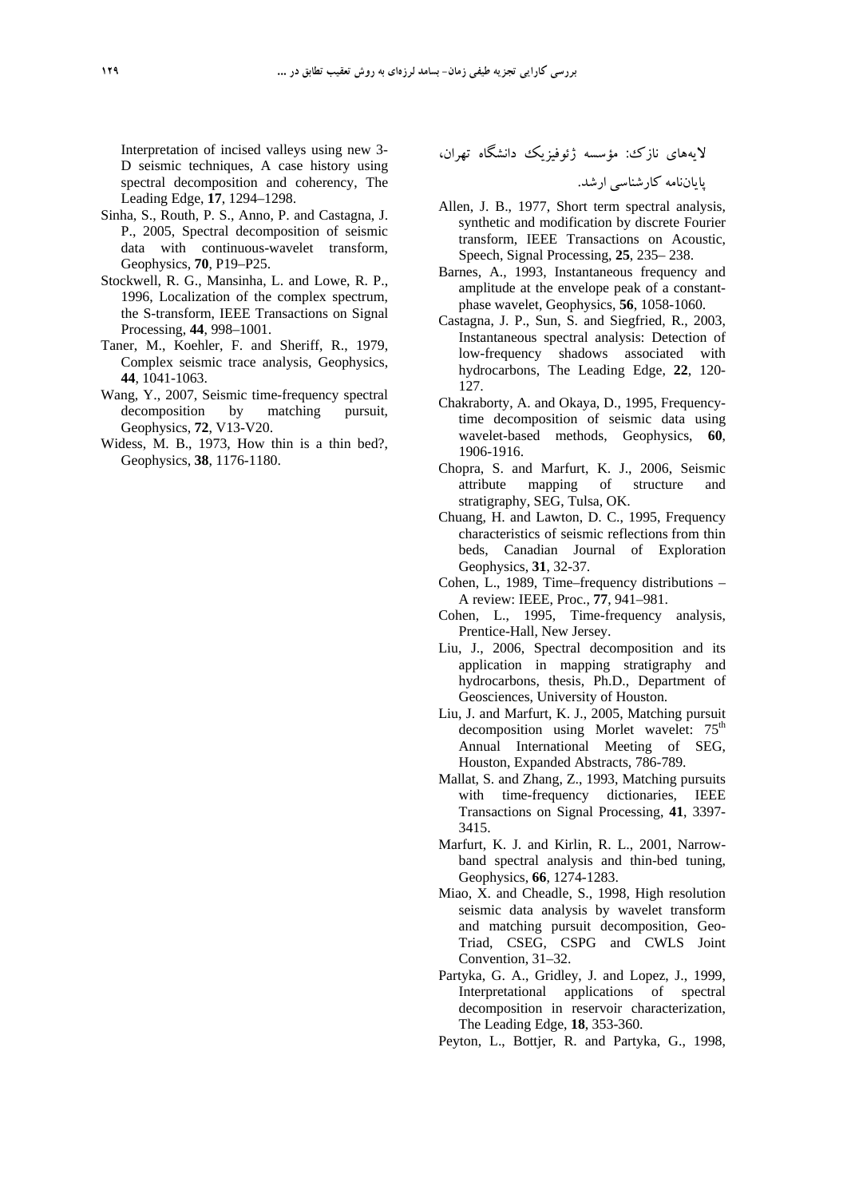لایه‌های نازک: مؤسسه ژئوفیزیک دانشگاه تهران، پایان‌نامه کارشناسی ارشد.

Allen, J. B., 1977, Short term spectral analysis, synthetic and modification by discrete Fourier transform, IEEE Transactions on Acoustic, Speech, Signal Processing, **25**, 235– 238.

Barnes, A., 1993, Instantaneous frequency and amplitude at the envelope peak of a constant-phase wavelet, Geophysics, **56**, 1058-1060.

Castagna, J. P., Sun, S. and Siegfried, R., 2003, Instantaneous spectral analysis: Detection of low-frequency shadows associated with hydrocarbons, The Leading Edge, **22**, 120-127.

Chakraborty, A. and Okaya, D., 1995, Frequency-time decomposition of seismic data using wavelet-based methods, Geophysics, **60**, 1906-1916.

Chopra, S. and Marfurt, K. J., 2006, Seismic attribute mapping of structure and stratigraphy, SEG, Tulsa, OK.

Chuang, H. and Lawton, D. C., 1995, Frequency characteristics of seismic reflections from thin beds, Canadian Journal of Exploration Geophysics, **31**, 32-37.

Cohen, L., 1989, Time–frequency distributions – A review: IEEE, Proc., **77**, 941–981.

Cohen, L., 1995, Time-frequency analysis, Prentice-Hall, New Jersey.

Liu, J., 2006, Spectral decomposition and its application in mapping stratigraphy and hydrocarbons, thesis, Ph.D., Department of Geosciences, University of Houston.

Liu, J. and Marfurt, K. J., 2005, Matching pursuit decomposition using Morlet wavelet: 75th Annual International Meeting of SEG, Houston, Expanded Abstracts, 786-789.

Mallat, S. and Zhang, Z., 1993, Matching pursuits with time-frequency dictionaries, IEEE Transactions on Signal Processing, **41**, 3397-3415.

Marfurt, K. J. and Kirlin, R. L., 2001, Narrow-band spectral analysis and thin-bed tuning, Geophysics, **66**, 1274-1283.

Miao, X. and Cheadle, S., 1998, High resolution seismic data analysis by wavelet transform and matching pursuit decomposition, Geo-Triad, CSEG, CSPG and CWLS Joint Convention, 31–32.

Partyka, G. A., Gridley, J. and Lopez, J., 1999, Interpretational applications of spectral decomposition in reservoir characterization, The Leading Edge, **18**, 353-360.

Peyton, L., Bottjer, R. and Partyka, G., 1998, Interpretation of incised valleys using new 3-D seismic techniques, A case history using spectral decomposition and coherency, The Leading Edge, **17**, 1294–1298.

Sinha, S., Routh, P. S., Anno, P. and Castagna, J. P., 2005, Spectral decomposition of seismic data with continuous-wavelet transform, Geophysics, **70**, P19–P25.

Stockwell, R. G., Mansinha, L. and Lowe, R. P., 1996, Localization of the complex spectrum, the S-transform, IEEE Transactions on Signal Processing, **44**, 998–1001.

Taner, M., Koehler, F. and Sheriff, R., 1979, Complex seismic trace analysis, Geophysics, **44**, 1041-1063.

Wang, Y., 2007, Seismic time-frequency spectral decomposition by matching pursuit, Geophysics, **72**, V13-V20.

Widess, M. B., 1973, How thin is a thin bed?, Geophysics, **38**, 1176-1180.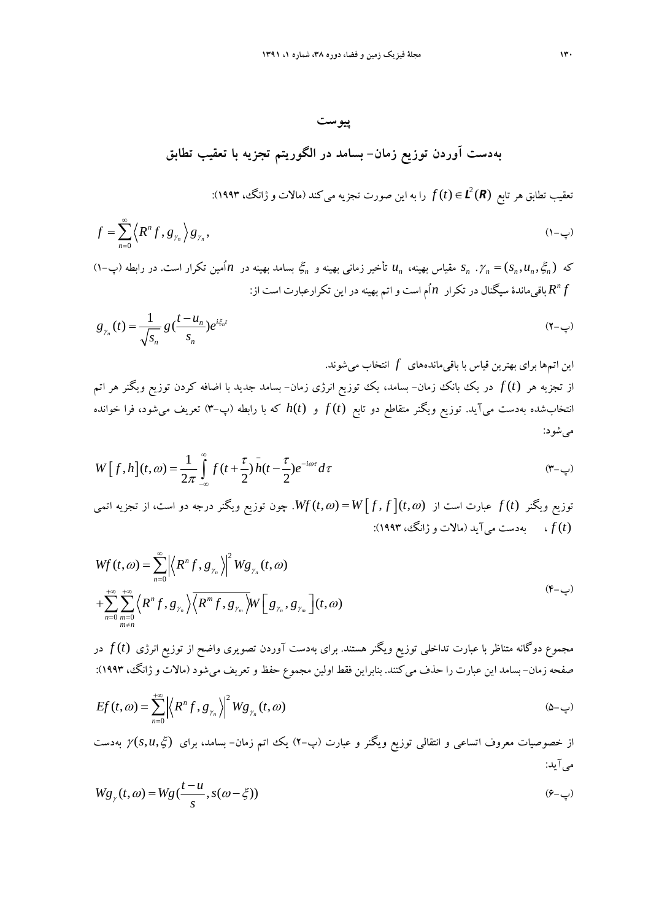## پیوست

## به‌دست آوردن توزیع زمان- بسامد در الگوریتم تجزیه با تعقیب تطابق

تعقیب تطابق هر تابع $f(t) \in \boldsymbol{L}^2(\boldsymbol{R})$ را به این صورت تجزیه می‌کند (مالات و ژانگ، ۱۹۹۳):

$$f = \sum_{n=0}^{\infty} \left\langle R^n f, g_{\gamma_n} \right\rangle g_{\gamma_n}, \tag{پ-۱}$$

که $\gamma_n = (s_n, u_n, \xi_n)$. $s_n$ مقیاس بهینه، $u_n$ تأخیر زمانی بهینه و $\xi_n$ بسامد بهینه در $n$اُمین تکرار است. در رابطه (پ-۱) $R^n f$ باقی‌ماندهٔ سیگنال در تکرار $n$اُم است و اتم بهینه در این تکرارعبارت است از:

$$g_{\gamma_n}(t) = \frac{1}{\sqrt{s_n}} g\left(\frac{t-u_n}{s_n}\right) e^{i\xi_n t} \tag{پ-۲}$$

این اتم‌ها برای بهترین قیاس با باقی‌مانده‌های $f$ انتخاب می‌شوند.

از تجزیه هر $f(t)$ در یک بانک زمان- بسامد، یک توزیع انرژی زمان- بسامد جدید با اضافه کردن توزیع ویگنر هر اتم انتخاب‌شده به‌دست می‌آید. توزیع ویگنر متقاطع دو تابع $f(t)$ و $h(t)$ که با رابطه (پ-۳) تعریف می‌شود، فرا خوانده می‌شود:

$$W\left[f, h\right](t, \omega) = \frac{1}{2\pi} \int_{-\infty}^{\infty} f\left(t+\frac{\tau}{2}\right) \bar{h}\left(t-\frac{\tau}{2}\right) e^{-i\omega\tau} d\tau \tag{پ-۳}$$

توزیع ویگنر $f(t)$ عبارت است از $Wf(t,\omega) = W\left[f, f\right](t, \omega)$. چون توزیع ویگنر درجه دو است، از تجزیه اتمی $f(t)$، به‌دست می‌آید (مالات و ژانگ، ۱۹۹۳):

$$\begin{aligned} Wf(t,\omega) &= \sum_{n=0}^{\infty} \left|\left\langle R^n f, g_{\gamma_n} \right\rangle\right|^2 Wg_{\gamma_n}(t,\omega) \\ &+ \sum_{n=0}^{+\infty} \sum_{\substack{m=0 \\ m \neq n}}^{+\infty} \left\langle R^n f, g_{\gamma_n} \right\rangle \overline{\left\langle R^m f, g_{\gamma_m} \right\rangle} W\left[g_{\gamma_n}, g_{\gamma_m}\right](t,\omega) \end{aligned} \tag{پ-۴}$$

مجموع دوگانه متناظر با عبارت تداخلی توزیع ویگنر هستند. برای به‌دست آوردن تصویری واضح از توزیع انرژی $f(t)$ در صفحه زمان- بسامد این عبارت را حذف می‌کنند. بنابراین فقط اولین مجموع حفظ و تعریف می‌شود (مالات و ژانگ، ۱۹۹۳):

$$Ef(t,\omega) = \sum_{n=0}^{+\infty} \left|\left\langle R^n f, g_{\gamma_n} \right\rangle\right|^2 Wg_{\gamma_n}(t,\omega) \tag{پ-۵}$$

از خصوصیات معروف اتساعی و انتقالی توزیع ویگنر و عبارت (پ-۲) یک اتم زمان- بسامد، برای $\gamma(s,u,\xi)$ به‌دست می‌آید:

$$Wg_{\gamma}(t,\omega) = Wg\left(\frac{t-u}{s}, s(\omega-\xi)\right) \tag{پ-۶}$$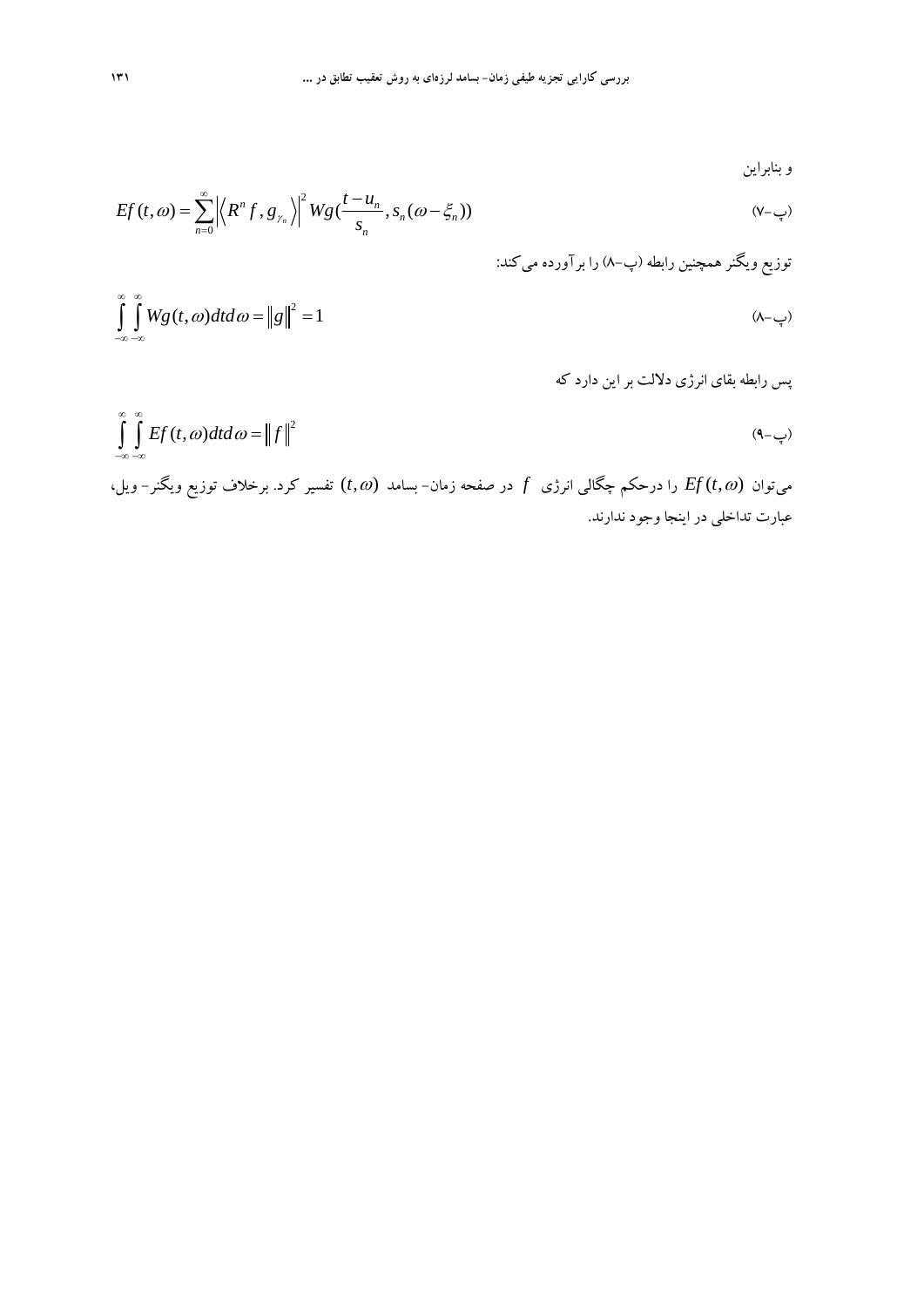و بنابراین

$$Ef(t,\omega) = \sum_{n=0}^{\infty} \left| \left\langle R^n f, g_{\gamma_n} \right\rangle \right|^2 Wg\left(\frac{t-u_n}{s_n}, s_n(\omega - \xi_n)\right) \qquad \text{(پ-۷)}$$

توزیع ویگنر همچنین رابطه (پ-۸) را برآورده می‌کند:

$$\int_{-\infty}^{\infty} \int_{-\infty}^{\infty} Wg(t,\omega) dt d\omega = \|g\|^2 = 1 \qquad \text{(پ-۸)}$$

پس رابطه بقای انرژی دلالت بر این دارد که

$$\int_{-\infty}^{\infty} \int_{-\infty}^{\infty} Ef(t,\omega) dt d\omega = \|f\|^2 \qquad \text{(پ-۹)}$$

می‌توان $Ef(t,\omega)$ را درحکم چگالی انرژی $f$ در صفحه زمان- بسامد $(t,\omega)$ تفسیر کرد. برخلاف توزیع ویگنر- ویل، عبارت تداخلی در اینجا وجود ندارند.